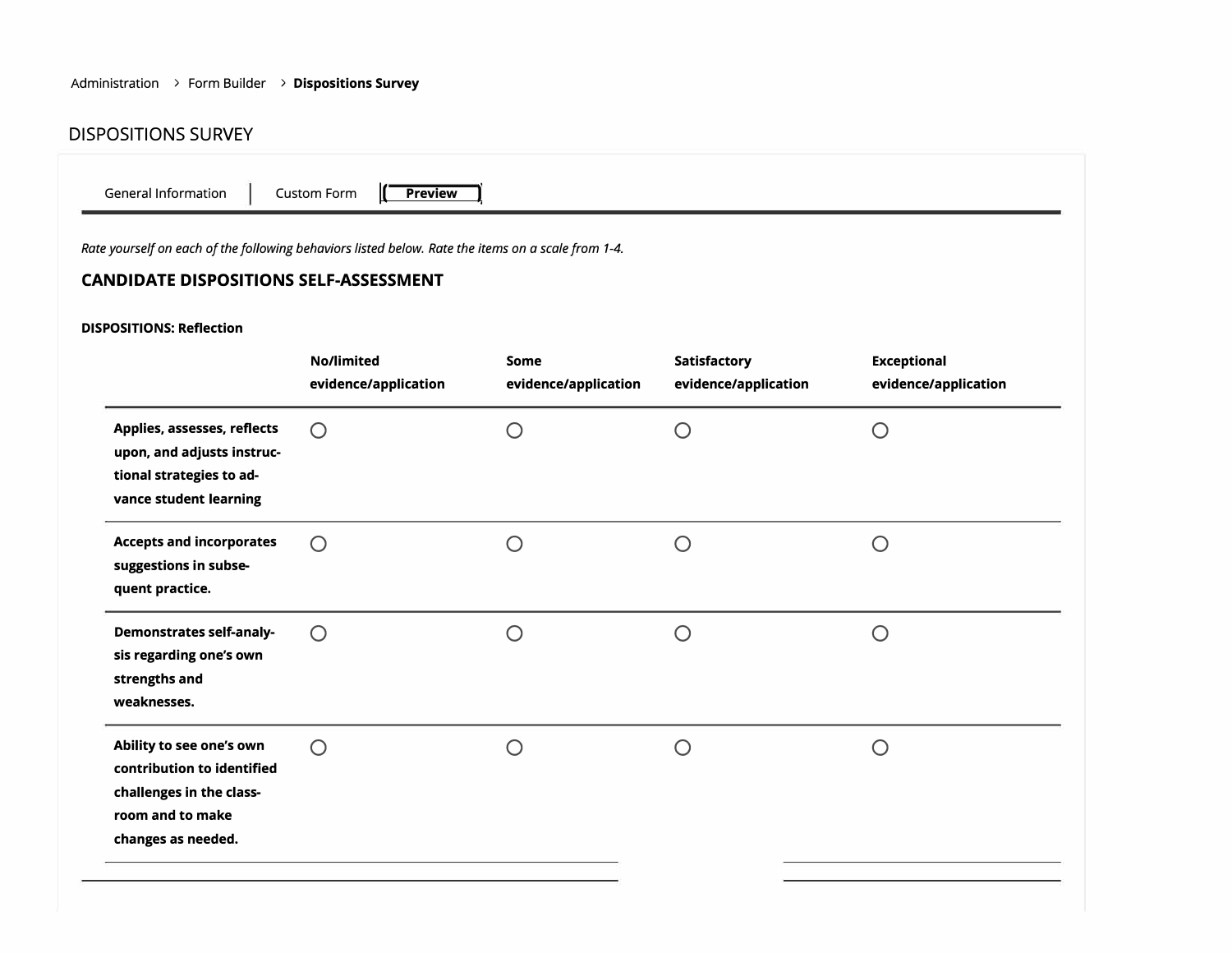Administration > Form Builder > **Dispositions Survey**

# DISPOSITIONS SURVEY

General Information | Custom Form | **Preview**

*Rate yourself on each of the following behaviors listed below. Rate the items on a scale from 1-4.*

## CANDIDATE DISPOSITIONS SELF-ASSESSMENT

**DISPOSITIONS: Reflection**

| | No/limited evidence/application | Some evidence/application | Satisfactory evidence/application | Exceptional evidence/application |
|---|---|---|---|---|
| **Applies, assesses, reflects upon, and adjusts instructional strategies to advance student learning** | ○ | ○ | ○ | ○ |
| **Accepts and incorporates suggestions in subsequent practice.** | ○ | ○ | ○ | ○ |
| **Demonstrates self-analysis regarding one's own strengths and weaknesses.** | ○ | ○ | ○ | ○ |
| **Ability to see one's own contribution to identified challenges in the classroom and to make changes as needed.** | ○ | ○ | ○ | ○ |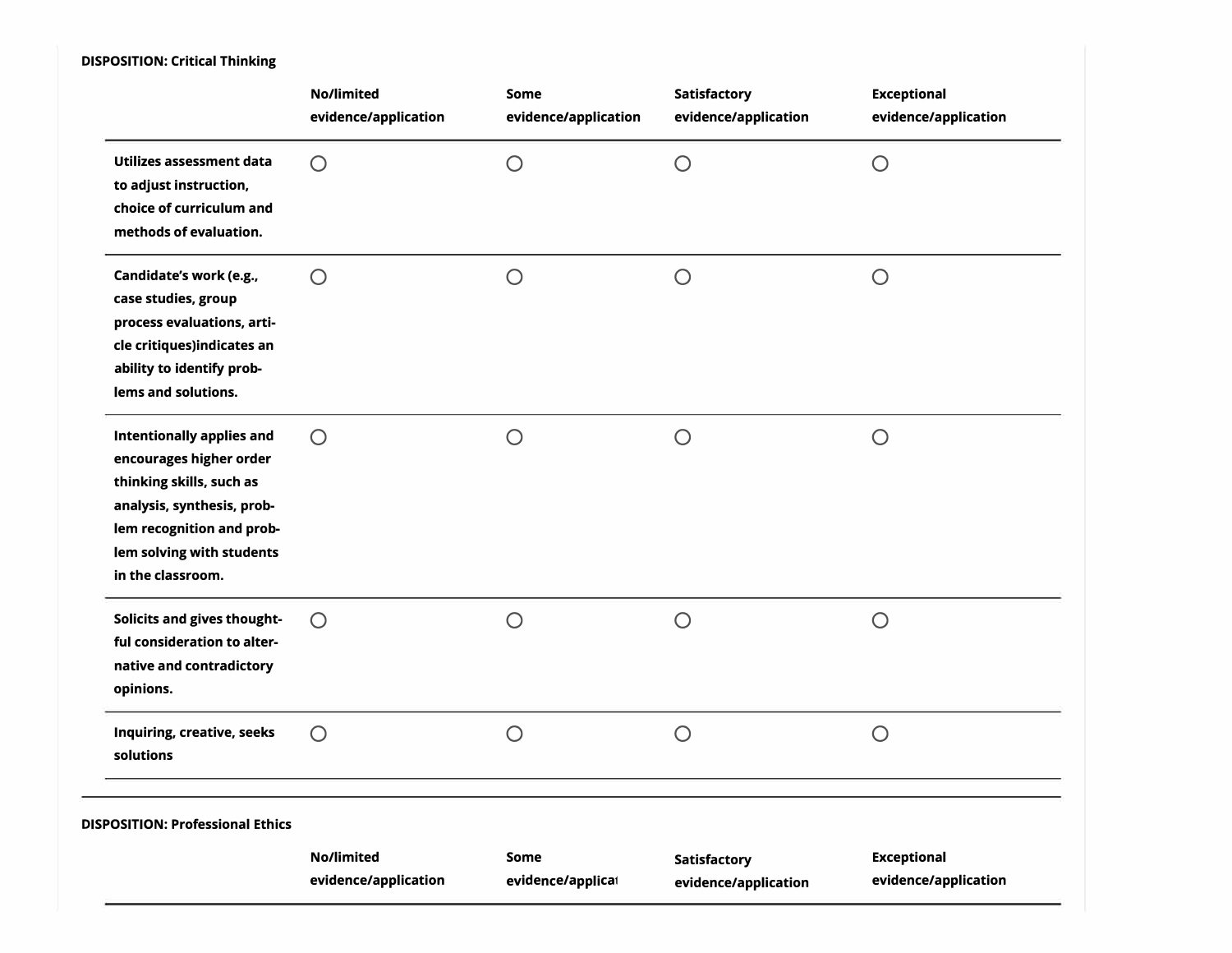**DISPOSITION: Critical Thinking**

| | No/limited evidence/application | Some evidence/application | Satisfactory evidence/application | Exceptional evidence/application |
|---|---|---|---|---|
| **Utilizes assessment data to adjust instruction, choice of curriculum and methods of evaluation.** | ○ | ○ | ○ | ○ |
| **Candidate's work (e.g., case studies, group process evaluations, article critiques)indicates an ability to identify problems and solutions.** | ○ | ○ | ○ | ○ |
| **Intentionally applies and encourages higher order thinking skills, such as analysis, synthesis, problem recognition and problem solving with students in the classroom.** | ○ | ○ | ○ | ○ |
| **Solicits and gives thoughtful consideration to alternative and contradictory opinions.** | ○ | ○ | ○ | ○ |
| **Inquiring, creative, seeks solutions** | ○ | ○ | ○ | ○ |

**DISPOSITION: Professional Ethics**

| | No/limited evidence/application | Some evidence/applicat | Satisfactory evidence/application | Exceptional evidence/application |
|---|---|---|---|---|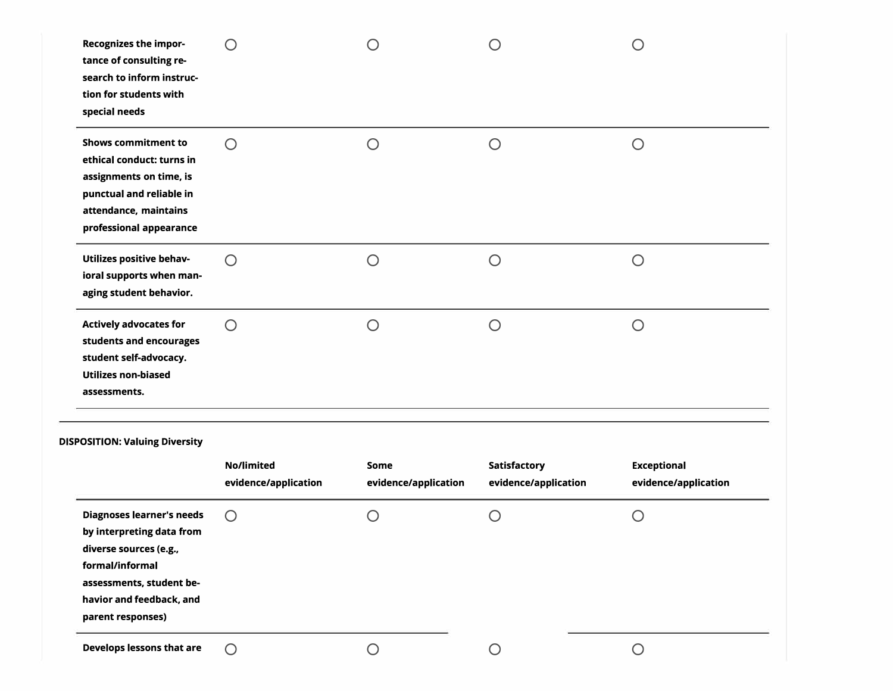| | | | | |
|---|---|---|---|---|
| **Recognizes the importance of consulting research to inform instruction for students with special needs** | ○ | ○ | ○ | ○ |
| **Shows commitment to ethical conduct: turns in assignments on time, is punctual and reliable in attendance, maintains professional appearance** | ○ | ○ | ○ | ○ |
| **Utilizes positive behavioral supports when managing student behavior.** | ○ | ○ | ○ | ○ |
| **Actively advocates for students and encourages student self-advocacy. Utilizes non-biased assessments.** | ○ | ○ | ○ | ○ |

**DISPOSITION: Valuing Diversity**

| | No/limited evidence/application | Some evidence/application | Satisfactory evidence/application | Exceptional evidence/application |
|---|---|---|---|---|
| **Diagnoses learner's needs by interpreting data from diverse sources (e.g., formal/informal assessments, student behavior and feedback, and parent responses)** | ○ | ○ | ○ | ○ |
| **Develops lessons that are** | ○ | ○ | ○ | ○ |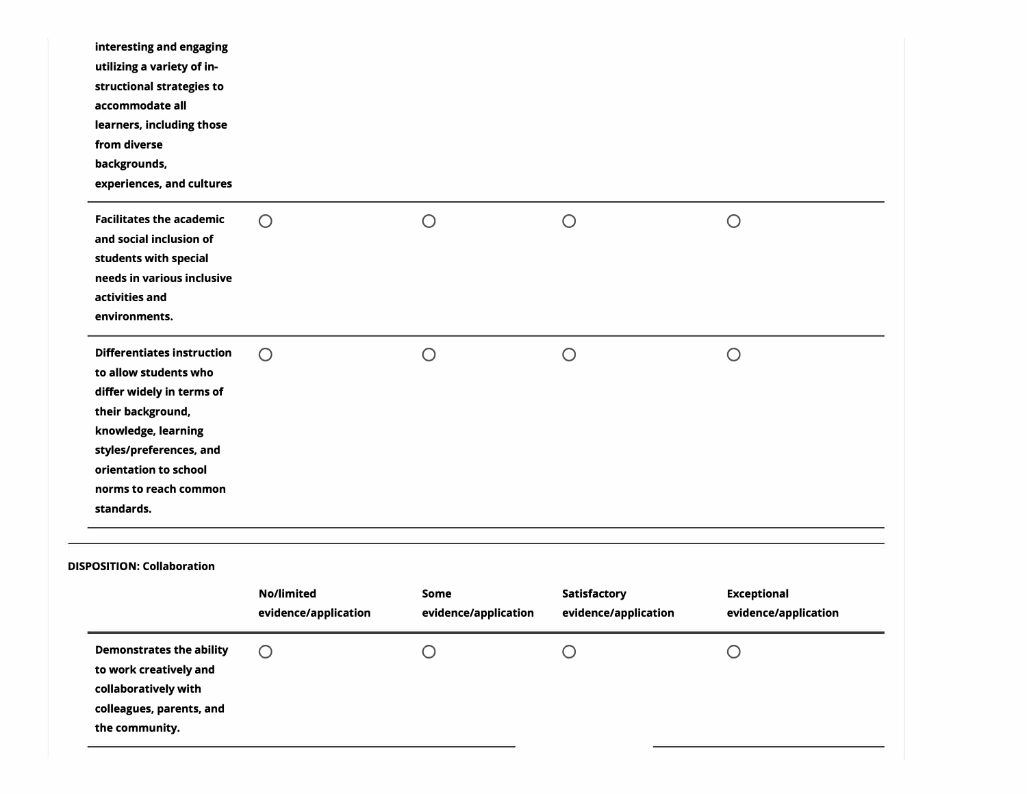| | | | | |
|---|---|---|---|---|
| interesting and engaging utilizing a variety of instructional strategies to accommodate all learners, including those from diverse backgrounds, experiences, and cultures | | | | |
| Facilitates the academic and social inclusion of students with special needs in various inclusive activities and environments. | ○ | ○ | ○ | ○ |
| Differentiates instruction to allow students who differ widely in terms of their background, knowledge, learning styles/preferences, and orientation to school norms to reach common standards. | ○ | ○ | ○ | ○ |

**DISPOSITION: Collaboration**

| | No/limited evidence/application | Some evidence/application | Satisfactory evidence/application | Exceptional evidence/application |
|---|---|---|---|---|
| Demonstrates the ability to work creatively and collaboratively with colleagues, parents, and the community. | ○ | ○ | ○ | ○ |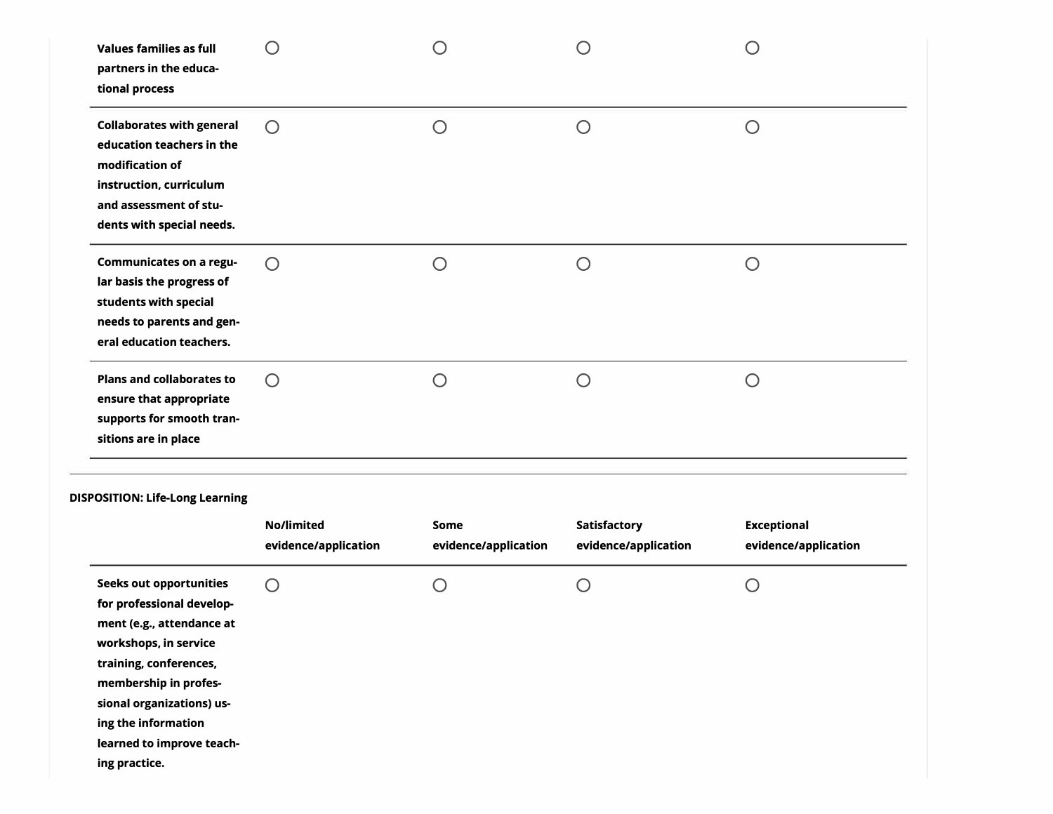| | | | | |
|---|---|---|---|---|
| **Values families as full partners in the educational process** | ○ | ○ | ○ | ○ |
| **Collaborates with general education teachers in the modification of instruction, curriculum and assessment of students with special needs.** | ○ | ○ | ○ | ○ |
| **Communicates on a regular basis the progress of students with special needs to parents and general education teachers.** | ○ | ○ | ○ | ○ |
| **Plans and collaborates to ensure that appropriate supports for smooth transitions are in place** | ○ | ○ | ○ | ○ |

**DISPOSITION: Life-Long Learning**

| | No/limited evidence/application | Some evidence/application | Satisfactory evidence/application | Exceptional evidence/application |
|---|---|---|---|---|
| **Seeks out opportunities for professional development (e.g., attendance at workshops, in service training, conferences, membership in professional organizations) using the information learned to improve teaching practice.** | ○ | ○ | ○ | ○ |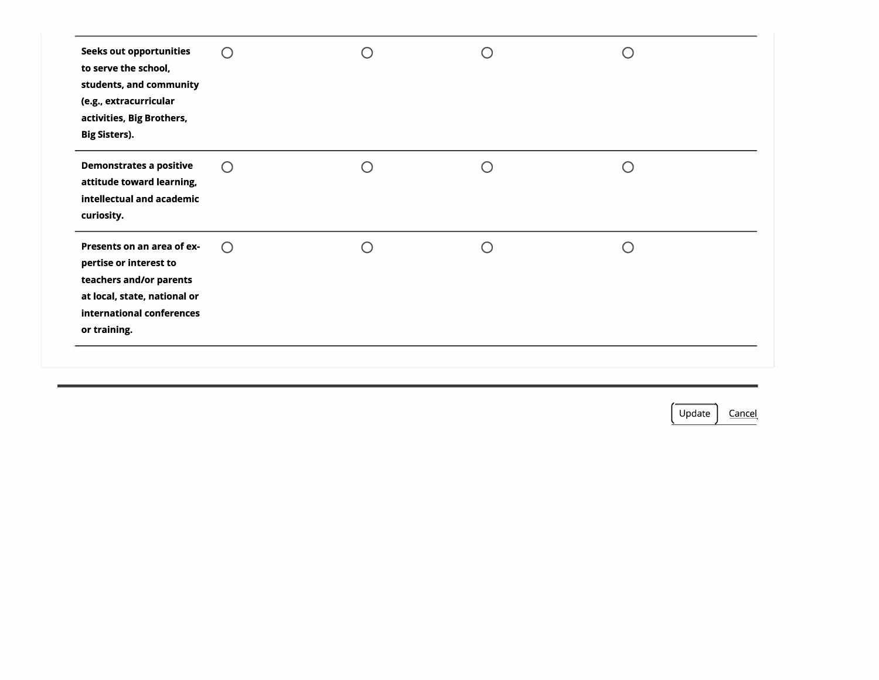| | | | | |
|---|---|---|---|---|
| **Seeks out opportunities to serve the school, students, and community (e.g., extracurricular activities, Big Brothers, Big Sisters).** | ○ | ○ | ○ | ○ |
| **Demonstrates a positive attitude toward learning, intellectual and academic curiosity.** | ○ | ○ | ○ | ○ |
| **Presents on an area of expertise or interest to teachers and/or parents at local, state, national or international conferences or training.** | ○ | ○ | ○ | ○ |

Update Cancel